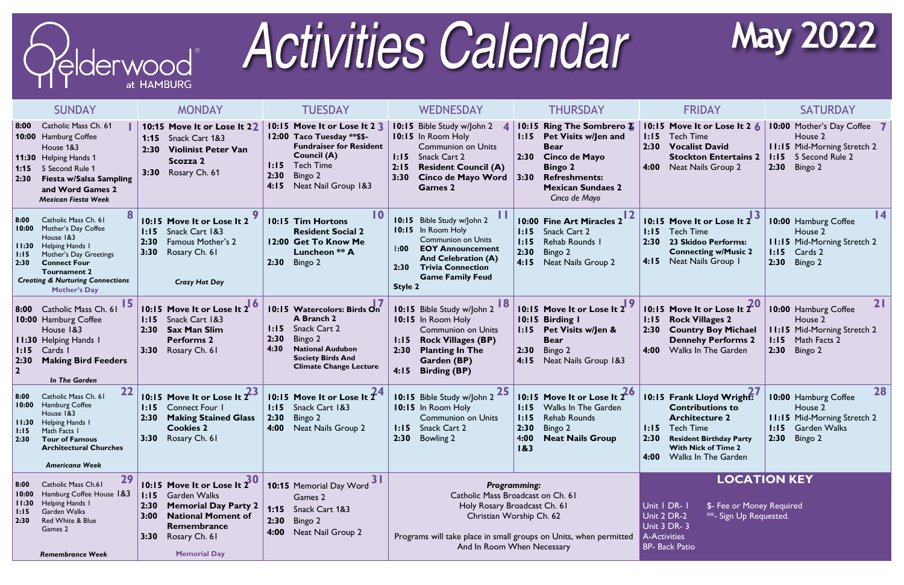# Elderwood at HAMBURG

# Activities Calendar

## May 2022

| SUNDAY | MONDAY | TUESDAY | WEDNESDAY | THURSDAY | FRIDAY | SATURDAY |
|---|---|---|---|---|---|---|
| **1**<br>8:00 Catholic Mass Ch. 61<br>10:00 Hamburg Coffee House 1&3<br>11:30 Helping Hands 1<br>1:15 5 Second Rule 1<br>2:30 **Fiesta w/Salsa Sampling and Word Games 2**<br>*Mexican Fiesta Week* | **2**<br>10:15 **Move It or Lose It 2**<br>1:15 Snack Cart 1&3<br>2:30 **Violinist Peter Van Scozza 2**<br>3:30 Rosary Ch. 61 | **3**<br>10:15 **Move It or Lose It 2**<br>12:00 **Taco Tuesday \*\*$$- Fundraiser for Resident Council (A)**<br>1:15 Tech Time<br>2:30 Bingo 2<br>4:15 Neat Nail Group 1&3 | **4**<br>10:15 Bible Study w/John 2<br>10:15 In Room Holy Communion on Units<br>1:15 Snack Cart 2<br>2:15 **Resident Council (A)**<br>3:30 **Cinco de Mayo Word Games 2** | **5**<br>10:15 **Ring The Sombrero 2**<br>1:15 **Pet Visits w/Jen and Bear**<br>2:30 **Cinco de Mayo Bingo 2**<br>3:30 **Refreshments: Mexican Sundaes 2**<br>*Cinco de Mayo* | **6**<br>10:15 **Move It or Lose It 2**<br>1:15 Tech Time<br>2:30 **Vocalist David Stockton Entertains 2**<br>4:00 Neat Nails Group 2 | **7**<br>10:00 Mother's Day Coffee House 2<br>11:15 Mid-Morning Stretch 2<br>1:15 5 Second Rule 2<br>2:30 Bingo 2 |
| **8**<br>8:00 Catholic Mass Ch. 61<br>10:00 Mother's Day Coffee House 1&3<br>11:30 Helping Hands 1<br>1:15 Mother's Day Greetings<br>2:30 **Connect Four Tournament 2**<br>***Creating & Nurturing Connections***<br>**Mother's Day** | **9**<br>10:15 **Move It or Lose It 2**<br>1:15 Snack Cart 1&3<br>2:30 Famous Mother's 2<br>3:30 Rosary Ch. 61<br>***Crazy Hat Day*** | **10**<br>10:15 **Tim Hortons Resident Social 2**<br>12:00 **Get To Know Me Luncheon \*\* A**<br>2:30 Bingo 2 | **11**<br>10:15 Bible Study w/John 2<br>10:15 In Room Holy Communion on Units<br>1:00 **EOY Announcement And Celebration (A)**<br>2:30 **Trivia Connection Game Family Feud Style 2** | **12**<br>10:00 **Fine Art Miracles 2**<br>1:15 Snack Cart 2<br>1:15 Rehab Rounds 1<br>2:30 Bingo 2<br>4:15 Neat Nails Group 2 | **13**<br>10:15 **Move It or Lose It 2**<br>1:15 Tech Time<br>2:30 **23 Skidoo Performs: Connecting w/Music 2**<br>4:15 Neat Nails Group 1 | **14**<br>10:00 Hamburg Coffee House 2<br>11:15 Mid-Morning Stretch 2<br>1:15 Cards 2<br>2:30 Bingo 2 |
| **15**<br>8:00 Catholic Mass Ch. 61<br>10:00 Hamburg Coffee House 1&3<br>11:30 Helping Hands 1<br>1:15 Cards 1<br>2:30 **Making Bird Feeders 2**<br>***In The Garden*** | **16**<br>10:15 **Move It or Lose It 2**<br>1:15 Snack Cart 1&3<br>2:30 **Sax Man Slim Performs 2**<br>3:30 Rosary Ch. 61 | **17**<br>10:15 **Watercolors: Birds On A Branch 2**<br>1:15 Snack Cart 2<br>2:30 Bingo 2<br>4:30 **National Audubon Society Birds And Climate Change Lecture** | **18**<br>10:15 Bible Study w/John 2<br>10:15 In Room Holy Communion on Units<br>1:15 **Rock Villages (BP)**<br>2:30 **Planting In The Garden (BP)**<br>4:15 **Birding (BP)** | **19**<br>10:15 **Move It or Lose It 2**<br>10:15 **Birding 1**<br>1:15 **Pet Visits w/Jen & Bear**<br>2:30 Bingo 2<br>4:15 Neat Nails Group 1&3 | **20**<br>10:15 **Move It or Lose It 2**<br>1:15 **Rock Villages 2**<br>2:30 **Country Boy Michael Dennehy Performs 2**<br>4:00 Walks In The Garden | **21**<br>10:00 Hamburg Coffee House 2<br>11:15 Mid-Morning Stretch 2<br>1:15 Math Facts 2<br>2:30 Bingo 2 |
| **22**<br>8:00 Catholic Mass Ch. 61<br>10:00 Hamburg Coffee House 1&3<br>11:30 Helping Hands 1<br>1:15 Math Facts 1<br>2:30 **Tour of Famous Architectural Churches**<br>***Americana Week*** | **23**<br>10:15 **Move It or Lose It 2**<br>1:15 Connect Four 1<br>2:30 **Making Stained Glass Cookies 2**<br>3:30 Rosary Ch. 61 | **24**<br>10:15 **Move It or Lose It 2**<br>1:15 Snack Cart 1&3<br>2:30 Bingo 2<br>4:00 Neat Nails Group 2 | **25**<br>10:15 Bible Study w/John 2<br>10:15 In Room Holy Communion on Units<br>1:15 Snack Cart 2<br>2:30 Bowling 2 | **26**<br>10:15 **Move It or Lose It 2**<br>1:15 Walks In The Garden<br>1:15 Rehab Rounds<br>2:30 Bingo 2<br>4:00 **Neat Nails Group 1&3** | **27**<br>10:15 **Frank Lloyd Wright: Contributions to Architecture 2**<br>1:15 Tech Time<br>2:30 **Resident Birthday Party With Nick of Time 2**<br>4:00 Walks In The Garden | **28**<br>10:00 Hamburg Coffee House 2<br>11:15 Mid-Morning Stretch 2<br>1:15 Garden Walks<br>2:30 Bingo 2 |
| **29**<br>8:00 Catholic Mass Ch.61<br>10:00 Hamburg Coffee House 1&3<br>11:30 Helping Hands 1<br>1:15 Garden Walks<br>2:30 Red White & Blue Games 2<br>***Remembrance Week*** | **30**<br>10:15 **Move It or Lose It 2**<br>1:15 Garden Walks<br>2:30 **Memorial Day Party 2**<br>3:00 **National Moment of Remembrance**<br>3:30 Rosary Ch. 61<br>**Memorial Day** | **31**<br>10:15 Memorial Day Word Games 2<br>1:15 Snack Cart 1&3<br>2:30 Bingo 2<br>4:00 Neat Nail Group 2 | ***Programming:***<br>Catholic Mass Broadcast on Ch. 61<br>Holy Rosary Broadcast Ch. 61<br>Christian Worship Ch. 62<br>Programs will take place in small groups on Units, when permitted And In Room When Necessary | | **LOCATION KEY**<br>Unit 1 DR- 1<br>Unit 2 DR-2<br>Unit 3 DR- 3<br>A-Activities<br>BP- Back Patio<br>$- Fee or Money Required<br>\*\*- Sign Up Requested. | |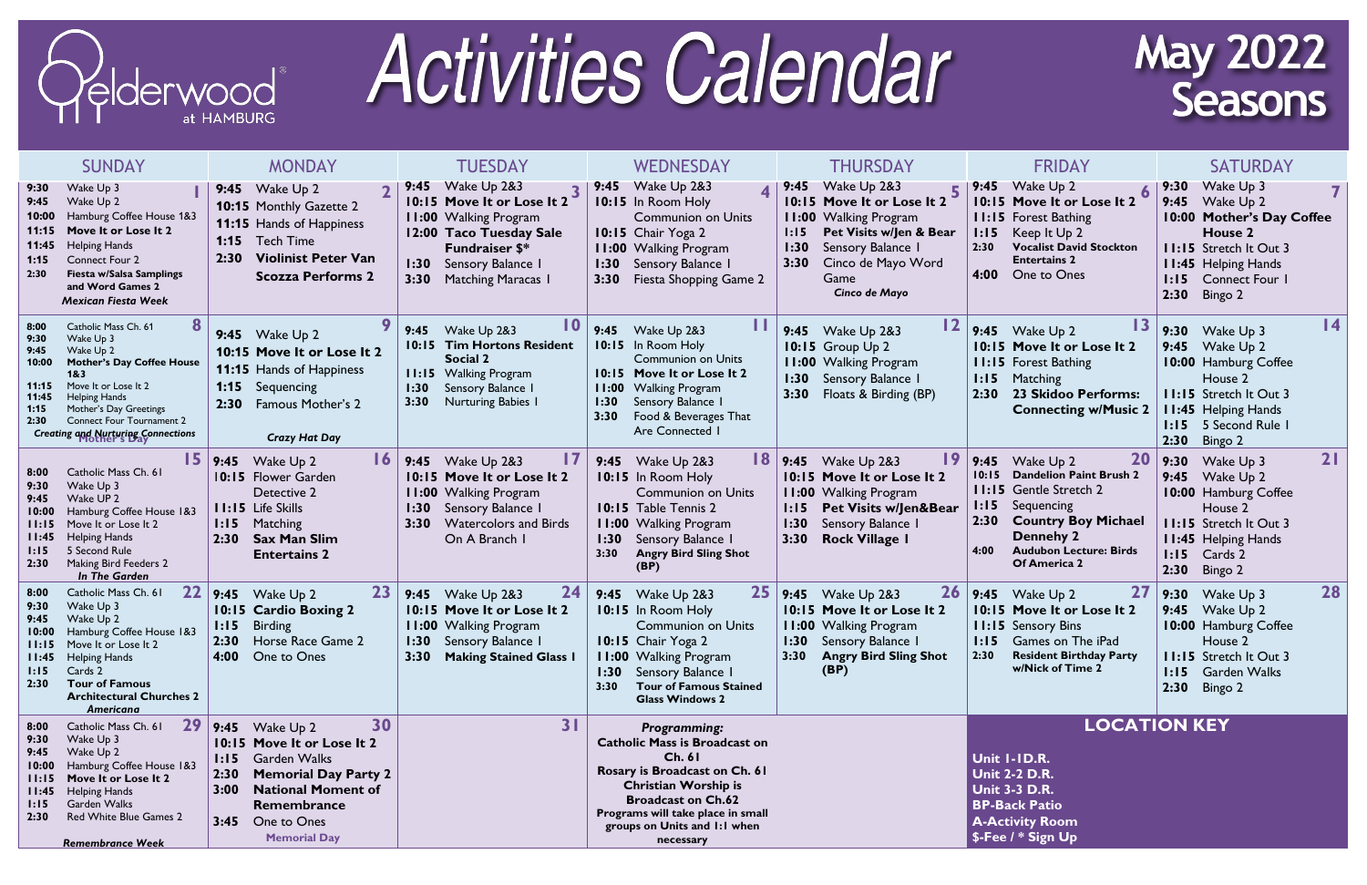# elderwood at HAMBURG

# Activities Calendar

## May 2022 Seasons

| SUNDAY | MONDAY | TUESDAY | WEDNESDAY | THURSDAY | FRIDAY | SATURDAY |
|---|---|---|---|---|---|---|
| **1**<br>9:30 Wake Up 3<br>9:45 Wake Up 2<br>10:00 Hamburg Coffee House 1&3<br>11:15 **Move It or Lose It 2**<br>11:45 Helping Hands<br>1:15 Connect Four 2<br>2:30 **Fiesta w/Salsa Samplings and Word Games 2**<br>***Mexican Fiesta Week*** | **2**<br>9:45 Wake Up 2<br>10:15 Monthly Gazette 2<br>11:15 Hands of Happiness<br>1:15 Tech Time<br>2:30 **Violinist Peter Van Scozza Performs 2** | **3**<br>9:45 Wake Up 2&3<br>10:15 **Move It or Lose It 2**<br>11:00 Walking Program<br>12:00 **Taco Tuesday Sale Fundraiser $***<br>1:30 Sensory Balance 1<br>3:30 Matching Maracas 1 | **4**<br>9:45 Wake Up 2&3<br>10:15 In Room Holy Communion on Units<br>10:15 Chair Yoga 2<br>11:00 Walking Program<br>1:30 Sensory Balance 1<br>3:30 Fiesta Shopping Game 2 | **5**<br>9:45 Wake Up 2&3<br>10:15 **Move It or Lose It 2**<br>11:00 Walking Program<br>1:15 **Pet Visits w/Jen & Bear**<br>1:30 Sensory Balance 1<br>3:30 Cinco de Mayo Word Game<br>***Cinco de Mayo*** | **6**<br>9:45 Wake Up 2<br>10:15 **Move It or Lose It 2**<br>11:15 Forest Bathing<br>1:15 Keep It Up 2<br>2:30 **Vocalist David Stockton Entertains 2**<br>4:00 One to Ones | **7**<br>9:30 Wake Up 3<br>9:45 Wake Up 2<br>10:00 **Mother's Day Coffee House 2**<br>11:15 Stretch It Out 3<br>11:45 Helping Hands<br>1:15 Connect Four 1<br>2:30 Bingo 2 |
| **8**<br>8:00 Catholic Mass Ch. 61<br>9:30 Wake Up 3<br>9:45 Wake Up 2<br>10:00 **Mother's Day Coffee House 1&3**<br>11:15 Move It or Lose It 2<br>11:45 Helping Hands<br>1:15 Mother's Day Greetings<br>2:30 Connect Four Tournament 2<br>***Creating and Nurturing Connections***<br>***Mother's Day*** | **9**<br>9:45 Wake Up 2<br>10:15 **Move It or Lose It 2**<br>11:15 Hands of Happiness<br>1:15 Sequencing<br>2:30 Famous Mother's 2<br>***Crazy Hat Day*** | **10**<br>9:45 Wake Up 2&3<br>10:15 **Tim Hortons Resident Social 2**<br>11:15 Walking Program<br>1:30 Sensory Balance 1<br>3:30 Nurturing Babies 1 | **11**<br>9:45 Wake Up 2&3<br>10:15 In Room Holy Communion on Units<br>10:15 **Move It or Lose It 2**<br>11:00 Walking Program<br>1:30 Sensory Balance 1<br>3:30 Food & Beverages That Are Connected 1 | **12**<br>9:45 Wake Up 2&3<br>10:15 Group Up 2<br>11:00 Walking Program<br>1:30 Sensory Balance 1<br>3:30 Floats & Birding (BP) | **13**<br>9:45 Wake Up 2<br>10:15 **Move It or Lose It 2**<br>11:15 Forest Bathing<br>1:15 Matching<br>2:30 **23 Skidoo Performs: Connecting w/Music 2** | **14**<br>9:30 Wake Up 3<br>9:45 Wake Up 2<br>10:00 Hamburg Coffee House 2<br>11:15 Stretch It Out 3<br>11:45 Helping Hands<br>1:15 5 Second Rule 1<br>2:30 Bingo 2 |
| **15**<br>8:00 Catholic Mass Ch. 61<br>9:30 Wake Up 3<br>9:45 Wake UP 2<br>10:00 Hamburg Coffee House 1&3<br>11:15 Move It or Lose It 2<br>11:45 Helping Hands<br>1:15 5 Second Rule<br>2:30 Making Bird Feeders 2<br>***In The Garden*** | **16**<br>9:45 Wake Up 2<br>10:15 Flower Garden Detective 2<br>11:15 Life Skills<br>1:15 Matching<br>2:30 **Sax Man Slim Entertains 2** | **17**<br>9:45 Wake Up 2&3<br>10:15 **Move It or Lose It 2**<br>11:00 Walking Program<br>1:30 Sensory Balance 1<br>3:30 Watercolors and Birds On A Branch 1 | **18**<br>9:45 Wake Up 2&3<br>10:15 In Room Holy Communion on Units<br>10:15 Table Tennis 2<br>11:00 Walking Program<br>1:30 Sensory Balance 1<br>3:30 **Angry Bird Sling Shot (BP)** | **19**<br>9:45 Wake Up 2&3<br>10:15 **Move It or Lose It 2**<br>11:00 Walking Program<br>1:15 **Pet Visits w/Jen&Bear**<br>1:30 Sensory Balance 1<br>3:30 **Rock Village 1** | **20**<br>9:45 Wake Up 2<br>10:15 **Dandelion Paint Brush 2**<br>11:15 Gentle Stretch 2<br>1:15 Sequencing<br>2:30 **Country Boy Michael Dennehy 2**<br>4:00 **Audubon Lecture: Birds Of America 2** | **21**<br>9:30 Wake Up 3<br>9:45 Wake Up 2<br>10:00 Hamburg Coffee House 2<br>11:15 Stretch It Out 3<br>11:45 Helping Hands<br>1:15 Cards 2<br>2:30 Bingo 2 |
| **22**<br>8:00 Catholic Mass Ch. 61<br>9:30 Wake Up 3<br>9:45 Wake Up 2<br>10:00 Hamburg Coffee House 1&3<br>11:15 Move It or Lose It 2<br>11:45 Helping Hands<br>1:15 Cards 2<br>2:30 **Tour of Famous Architectural Churches 2**<br>***Americana*** | **23**<br>9:45 Wake Up 2<br>10:15 **Cardio Boxing 2**<br>1:15 Birding<br>2:30 Horse Race Game 2<br>4:00 One to Ones | **24**<br>9:45 Wake Up 2&3<br>10:15 **Move It or Lose It 2**<br>11:00 Walking Program<br>1:30 Sensory Balance 1<br>3:30 **Making Stained Glass 1** | **25**<br>9:45 Wake Up 2&3<br>10:15 In Room Holy Communion on Units<br>10:15 Chair Yoga 2<br>11:00 Walking Program<br>1:30 Sensory Balance 1<br>3:30 **Tour of Famous Stained Glass Windows 2** | **26**<br>9:45 Wake Up 2&3<br>10:15 **Move It or Lose It 2**<br>11:00 Walking Program<br>1:30 Sensory Balance 1<br>3:30 **Angry Bird Sling Shot (BP)** | **27**<br>9:45 Wake Up 2<br>10:15 **Move It or Lose It 2**<br>11:15 Sensory Bins<br>1:15 Games on The iPad<br>2:30 **Resident Birthday Party w/Nick of Time 2** | **28**<br>9:30 Wake Up 3<br>9:45 Wake Up 2<br>10:00 Hamburg Coffee House 2<br>11:15 Stretch It Out 3<br>1:15 Garden Walks<br>2:30 Bingo 2 |
| **29**<br>8:00 Catholic Mass Ch. 61<br>9:30 Wake Up 3<br>9:45 Wake Up 2<br>10:00 Hamburg Coffee House 1&3<br>11:15 **Move It or Lose It 2**<br>11:45 Helping Hands<br>1:15 Garden Walks<br>2:30 Red White Blue Games 2<br>***Remembrance Week*** | **30**<br>9:45 Wake Up 2<br>10:15 **Move It or Lose It 2**<br>1:15 Garden Walks<br>2:30 **Memorial Day Party 2**<br>3:00 **National Moment of Remembrance**<br>3:45 One to Ones<br>**Memorial Day** | **31** | ***Programming:***<br>**Catholic Mass is Broadcast on Ch. 61**<br>**Rosary is Broadcast on Ch. 61**<br>**Christian Worship is Broadcast on Ch.62**<br>**Programs will take place in small groups on Units and 1:1 when necessary** | | **LOCATION KEY**<br>**Unit 1-1D.R.**<br>**Unit 2-2 D.R.**<br>**Unit 3-3 D.R.**<br>**BP-Back Patio**<br>**A-Activity Room**<br>**$-Fee / * Sign Up** | |